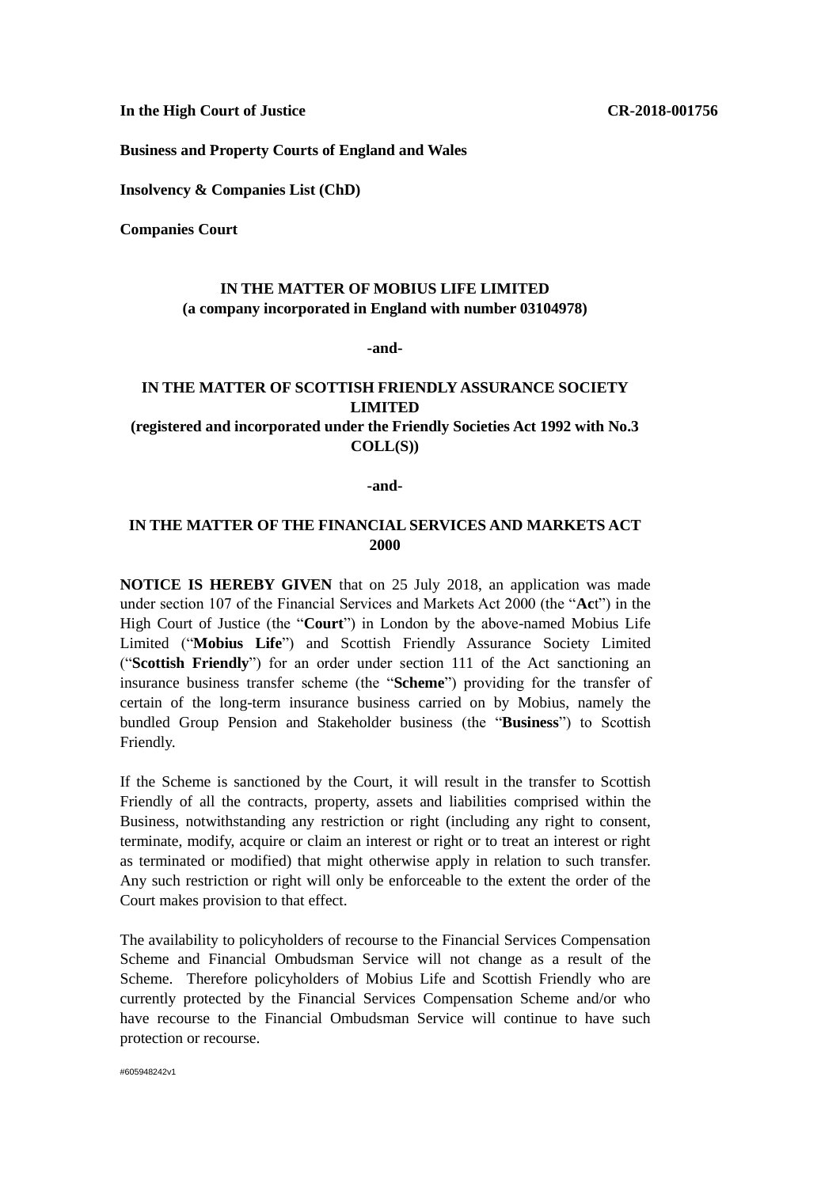**In the High Court of Justice** **CR-2018-001756**

**Business and Property Courts of England and Wales**

**Insolvency & Companies List (ChD)**

**Companies Court**

**IN THE MATTER OF MOBIUS LIFE LIMITED**
**(a company incorporated in England with number 03104978)**

**-and-**

**IN THE MATTER OF SCOTTISH FRIENDLY ASSURANCE SOCIETY LIMITED**
**(registered and incorporated under the Friendly Societies Act 1992 with No.3 COLL(S))**

**-and-**

**IN THE MATTER OF THE FINANCIAL SERVICES AND MARKETS ACT 2000**

**NOTICE IS HEREBY GIVEN** that on 25 July 2018, an application was made under section 107 of the Financial Services and Markets Act 2000 (the "**Act**") in the High Court of Justice (the "**Court**") in London by the above-named Mobius Life Limited ("**Mobius Life**") and Scottish Friendly Assurance Society Limited ("**Scottish Friendly**") for an order under section 111 of the Act sanctioning an insurance business transfer scheme (the "**Scheme**") providing for the transfer of certain of the long-term insurance business carried on by Mobius, namely the bundled Group Pension and Stakeholder business (the "**Business**") to Scottish Friendly.

If the Scheme is sanctioned by the Court, it will result in the transfer to Scottish Friendly of all the contracts, property, assets and liabilities comprised within the Business, notwithstanding any restriction or right (including any right to consent, terminate, modify, acquire or claim an interest or right or to treat an interest or right as terminated or modified) that might otherwise apply in relation to such transfer. Any such restriction or right will only be enforceable to the extent the order of the Court makes provision to that effect.

The availability to policyholders of recourse to the Financial Services Compensation Scheme and Financial Ombudsman Service will not change as a result of the Scheme. Therefore policyholders of Mobius Life and Scottish Friendly who are currently protected by the Financial Services Compensation Scheme and/or who have recourse to the Financial Ombudsman Service will continue to have such protection or recourse.

#605948242v1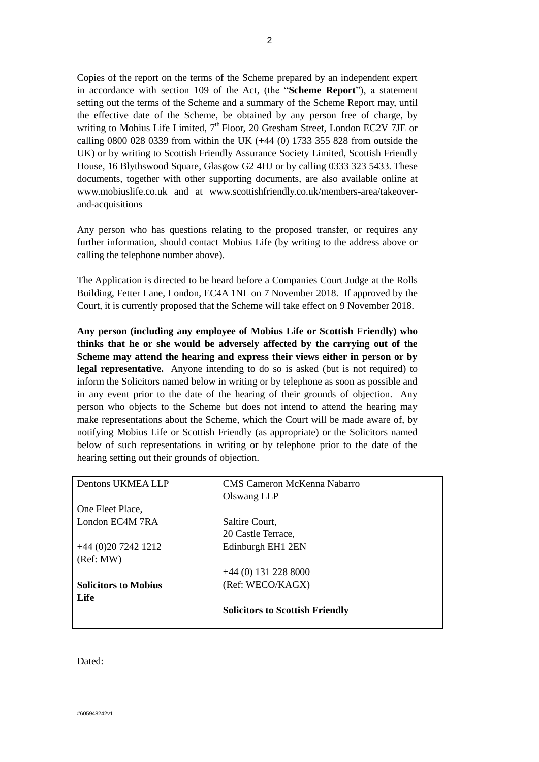Copies of the report on the terms of the Scheme prepared by an independent expert in accordance with section 109 of the Act, (the "**Scheme Report**"), a statement setting out the terms of the Scheme and a summary of the Scheme Report may, until the effective date of the Scheme, be obtained by any person free of charge, by writing to Mobius Life Limited, 7th Floor, 20 Gresham Street, London EC2V 7JE or calling 0800 028 0339 from within the UK (+44 (0) 1733 355 828 from outside the UK) or by writing to Scottish Friendly Assurance Society Limited, Scottish Friendly House, 16 Blythswood Square, Glasgow G2 4HJ or by calling 0333 323 5433. These documents, together with other supporting documents, are also available online at www.mobiuslife.co.uk and at www.scottishfriendly.co.uk/members-area/takeover-and-acquisitions

Any person who has questions relating to the proposed transfer, or requires any further information, should contact Mobius Life (by writing to the address above or calling the telephone number above).

The Application is directed to be heard before a Companies Court Judge at the Rolls Building, Fetter Lane, London, EC4A 1NL on 7 November 2018. If approved by the Court, it is currently proposed that the Scheme will take effect on 9 November 2018.

**Any person (including any employee of Mobius Life or Scottish Friendly) who thinks that he or she would be adversely affected by the carrying out of the Scheme may attend the hearing and express their views either in person or by legal representative.** Anyone intending to do so is asked (but is not required) to inform the Solicitors named below in writing or by telephone as soon as possible and in any event prior to the date of the hearing of their grounds of objection. Any person who objects to the Scheme but does not intend to attend the hearing may make representations about the Scheme, which the Court will be made aware of, by notifying Mobius Life or Scottish Friendly (as appropriate) or the Solicitors named below of such representations in writing or by telephone prior to the date of the hearing setting out their grounds of objection.

| | |
|---|---|
| Dentons UKMEA LLP<br><br>One Fleet Place,<br>London EC4M 7RA<br><br>+44 (0)20 7242 1212<br>(Ref: MW)<br><br>**Solicitors to Mobius Life** | CMS Cameron McKenna Nabarro Olswang LLP<br><br>Saltire Court,<br>20 Castle Terrace,<br>Edinburgh EH1 2EN<br><br>+44 (0) 131 228 8000<br>(Ref: WECO/KAGX)<br><br>**Solicitors to Scottish Friendly** |

Dated:

#605948242v1